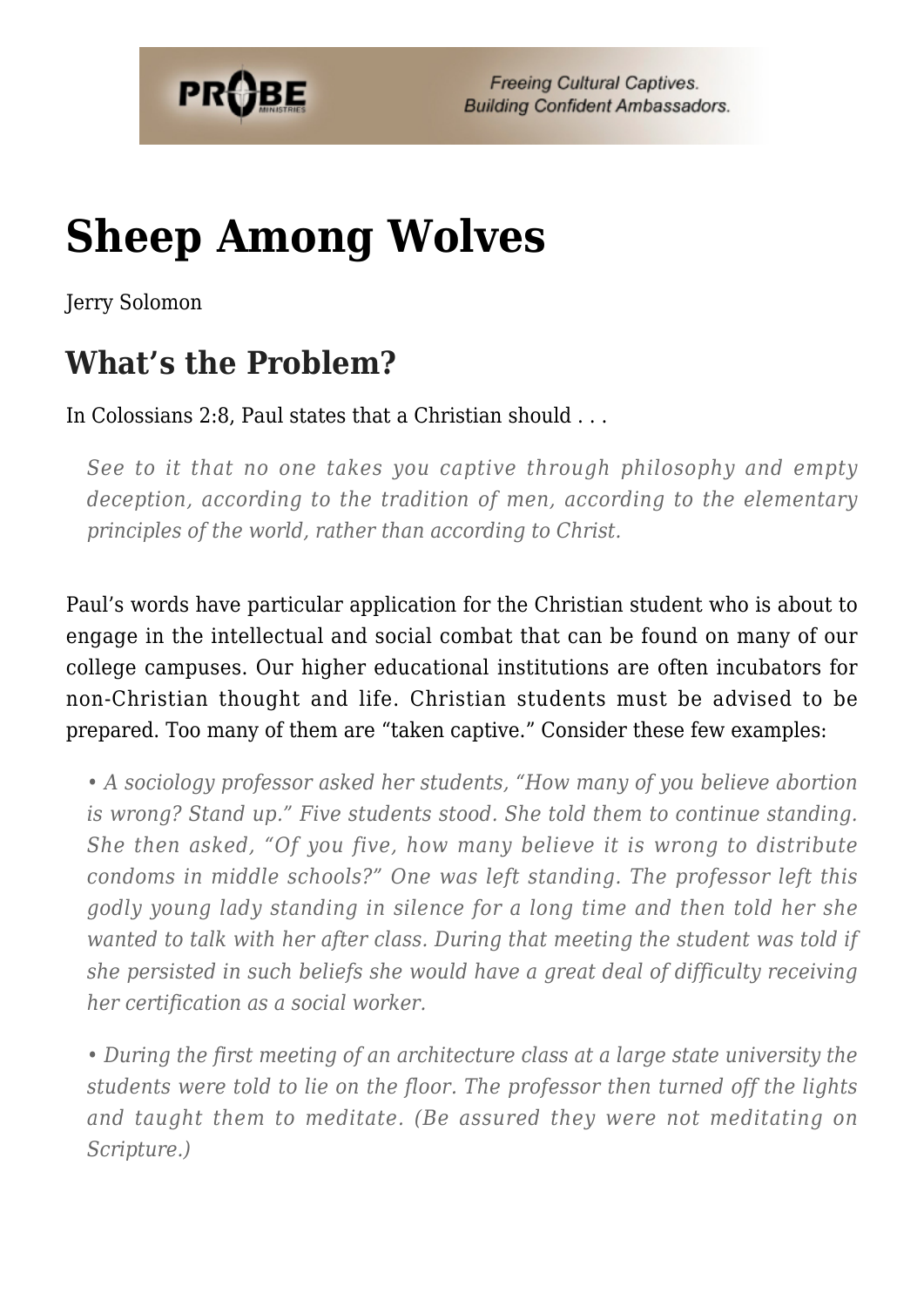# Sheep Among Wolves

Jerry Solomon

## What's the Problem?

In Colossians 2:8, Paul states that a Christian should . . .

> *See to it that no one takes you captive through philosophy and empty deception, according to the tradition of men, according to the elementary principles of the world, rather than according to Christ.*

Paul's words have particular application for the Christian student who is about to engage in the intellectual and social combat that can be found on many of our college campuses. Our higher educational institutions are often incubators for non-Christian thought and life. Christian students must be advised to be prepared. Too many of them are "taken captive." Consider these few examples:

> *• A sociology professor asked her students, "How many of you believe abortion is wrong? Stand up." Five students stood. She told them to continue standing. She then asked, "Of you five, how many believe it is wrong to distribute condoms in middle schools?" One was left standing. The professor left this godly young lady standing in silence for a long time and then told her she wanted to talk with her after class. During that meeting the student was told if she persisted in such beliefs she would have a great deal of difficulty receiving her certification as a social worker.*
>
> *• During the first meeting of an architecture class at a large state university the students were told to lie on the floor. The professor then turned off the lights and taught them to meditate. (Be assured they were not meditating on Scripture.)*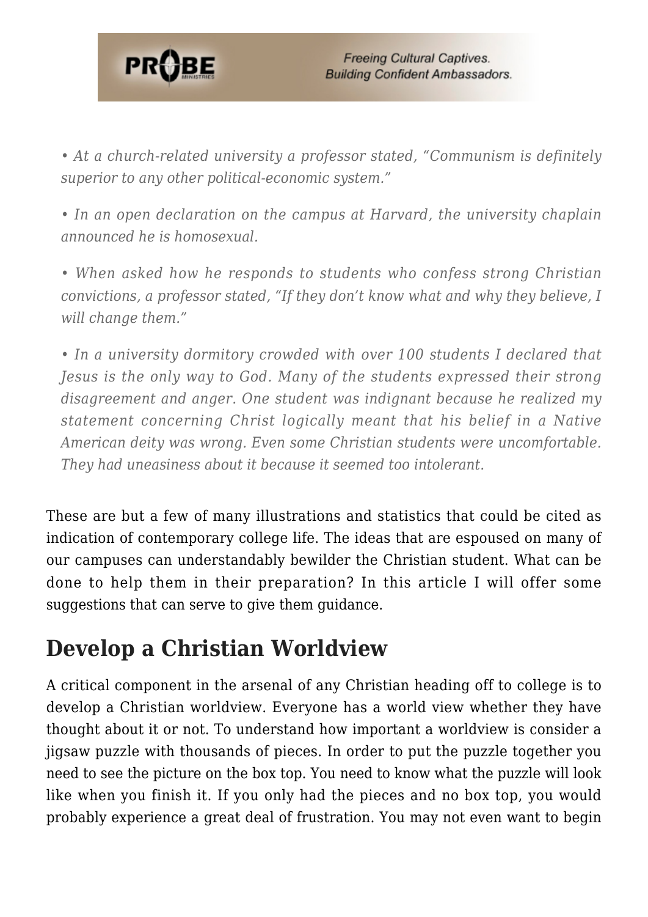*• At a church-related university a professor stated, "Communism is definitely superior to any other political-economic system."*

*• In an open declaration on the campus at Harvard, the university chaplain announced he is homosexual.*

*• When asked how he responds to students who confess strong Christian convictions, a professor stated, "If they don't know what and why they believe, I will change them."*

*• In a university dormitory crowded with over 100 students I declared that Jesus is the only way to God. Many of the students expressed their strong disagreement and anger. One student was indignant because he realized my statement concerning Christ logically meant that his belief in a Native American deity was wrong. Even some Christian students were uncomfortable. They had uneasiness about it because it seemed too intolerant.*

These are but a few of many illustrations and statistics that could be cited as indication of contemporary college life. The ideas that are espoused on many of our campuses can understandably bewilder the Christian student. What can be done to help them in their preparation? In this article I will offer some suggestions that can serve to give them guidance.

## Develop a Christian Worldview

A critical component in the arsenal of any Christian heading off to college is to develop a Christian worldview. Everyone has a world view whether they have thought about it or not. To understand how important a worldview is consider a jigsaw puzzle with thousands of pieces. In order to put the puzzle together you need to see the picture on the box top. You need to know what the puzzle will look like when you finish it. If you only had the pieces and no box top, you would probably experience a great deal of frustration. You may not even want to begin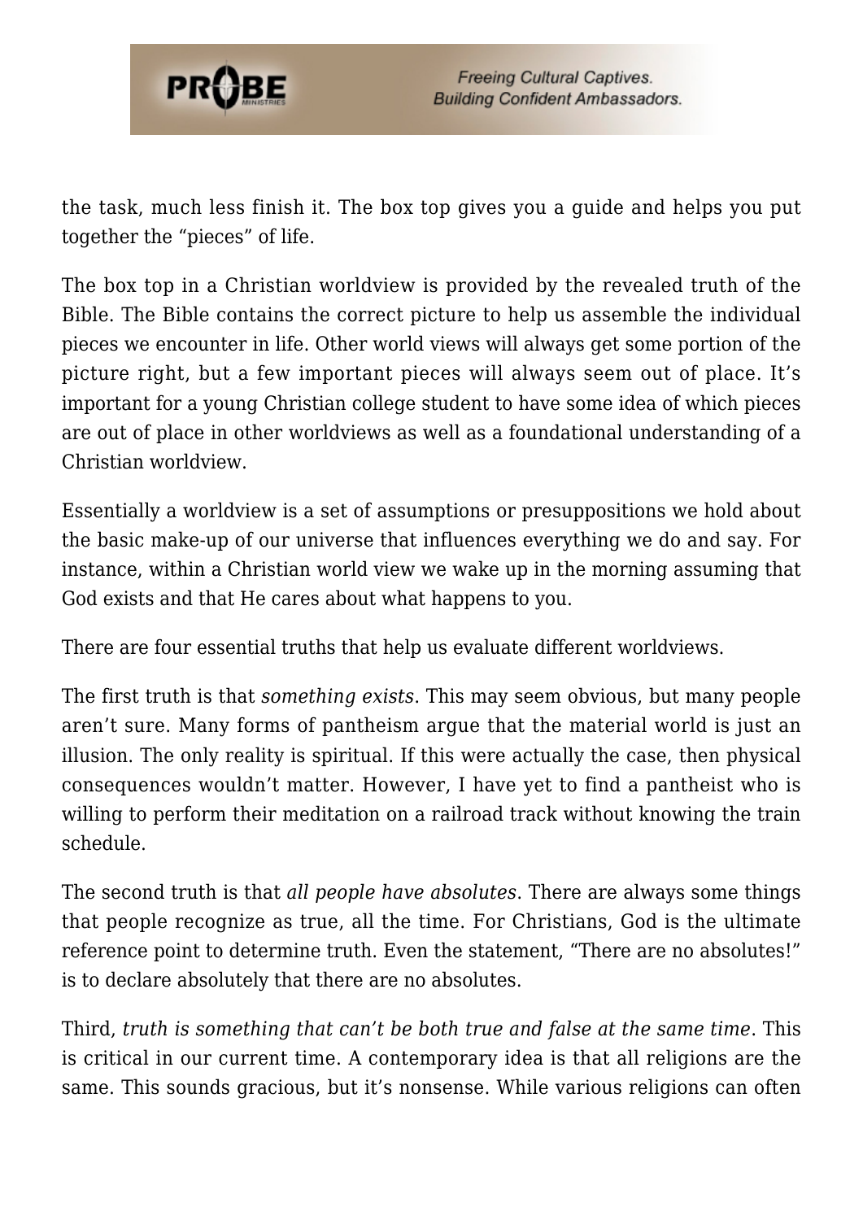the task, much less finish it. The box top gives you a guide and helps you put together the "pieces" of life.

The box top in a Christian worldview is provided by the revealed truth of the Bible. The Bible contains the correct picture to help us assemble the individual pieces we encounter in life. Other world views will always get some portion of the picture right, but a few important pieces will always seem out of place. It's important for a young Christian college student to have some idea of which pieces are out of place in other worldviews as well as a foundational understanding of a Christian worldview.

Essentially a worldview is a set of assumptions or presuppositions we hold about the basic make-up of our universe that influences everything we do and say. For instance, within a Christian world view we wake up in the morning assuming that God exists and that He cares about what happens to you.

There are four essential truths that help us evaluate different worldviews.

The first truth is that *something exists*. This may seem obvious, but many people aren't sure. Many forms of pantheism argue that the material world is just an illusion. The only reality is spiritual. If this were actually the case, then physical consequences wouldn't matter. However, I have yet to find a pantheist who is willing to perform their meditation on a railroad track without knowing the train schedule.

The second truth is that *all people have absolutes*. There are always some things that people recognize as true, all the time. For Christians, God is the ultimate reference point to determine truth. Even the statement, "There are no absolutes!" is to declare absolutely that there are no absolutes.

Third, *truth is something that can't be both true and false at the same time*. This is critical in our current time. A contemporary idea is that all religions are the same. This sounds gracious, but it's nonsense. While various religions can often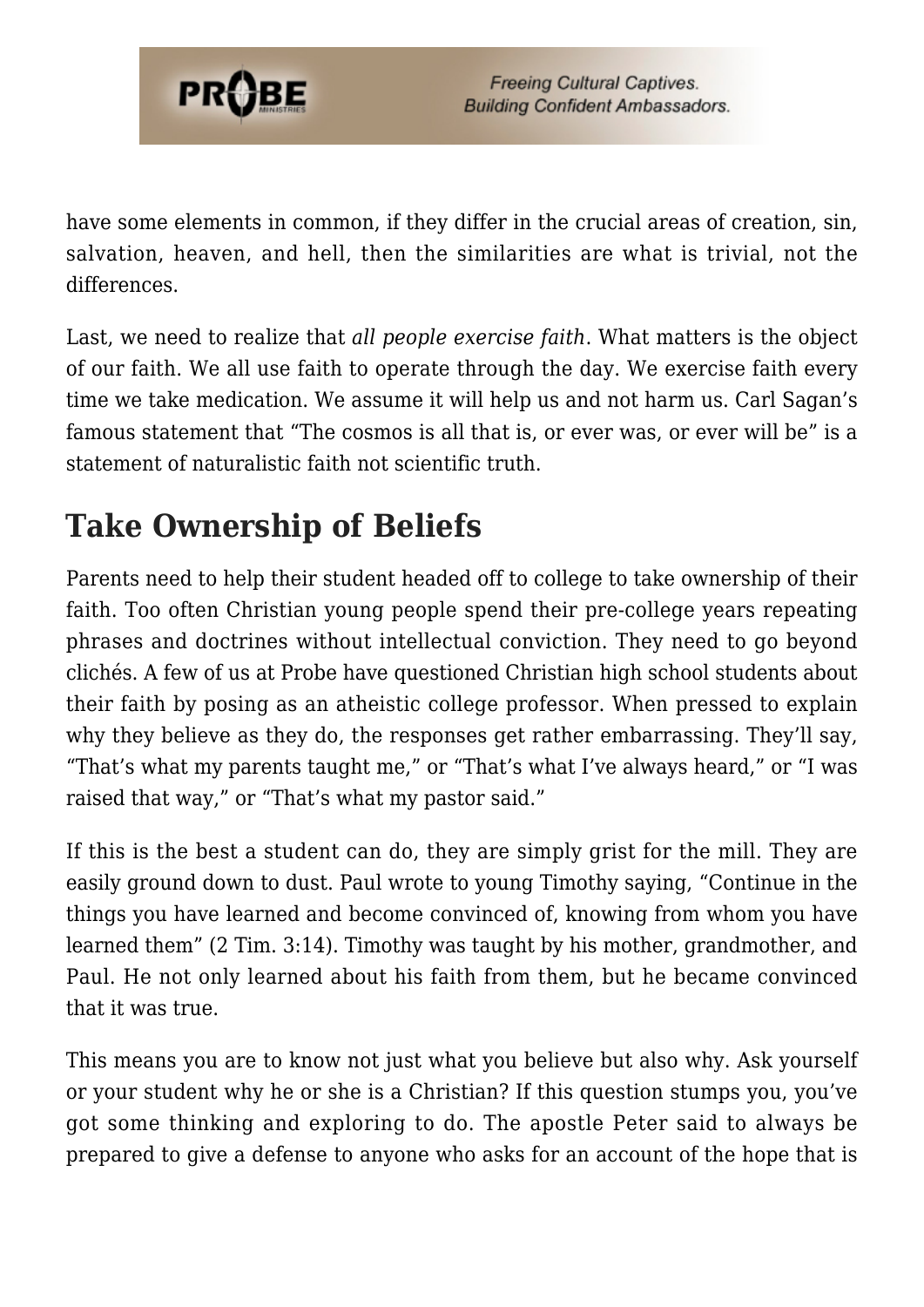have some elements in common, if they differ in the crucial areas of creation, sin, salvation, heaven, and hell, then the similarities are what is trivial, not the differences.

Last, we need to realize that *all people exercise faith*. What matters is the object of our faith. We all use faith to operate through the day. We exercise faith every time we take medication. We assume it will help us and not harm us. Carl Sagan's famous statement that "The cosmos is all that is, or ever was, or ever will be" is a statement of naturalistic faith not scientific truth.

## Take Ownership of Beliefs

Parents need to help their student headed off to college to take ownership of their faith. Too often Christian young people spend their pre-college years repeating phrases and doctrines without intellectual conviction. They need to go beyond clichés. A few of us at Probe have questioned Christian high school students about their faith by posing as an atheistic college professor. When pressed to explain why they believe as they do, the responses get rather embarrassing. They'll say, "That's what my parents taught me," or "That's what I've always heard," or "I was raised that way," or "That's what my pastor said."

If this is the best a student can do, they are simply grist for the mill. They are easily ground down to dust. Paul wrote to young Timothy saying, "Continue in the things you have learned and become convinced of, knowing from whom you have learned them" (2 Tim. 3:14). Timothy was taught by his mother, grandmother, and Paul. He not only learned about his faith from them, but he became convinced that it was true.

This means you are to know not just what you believe but also why. Ask yourself or your student why he or she is a Christian? If this question stumps you, you've got some thinking and exploring to do. The apostle Peter said to always be prepared to give a defense to anyone who asks for an account of the hope that is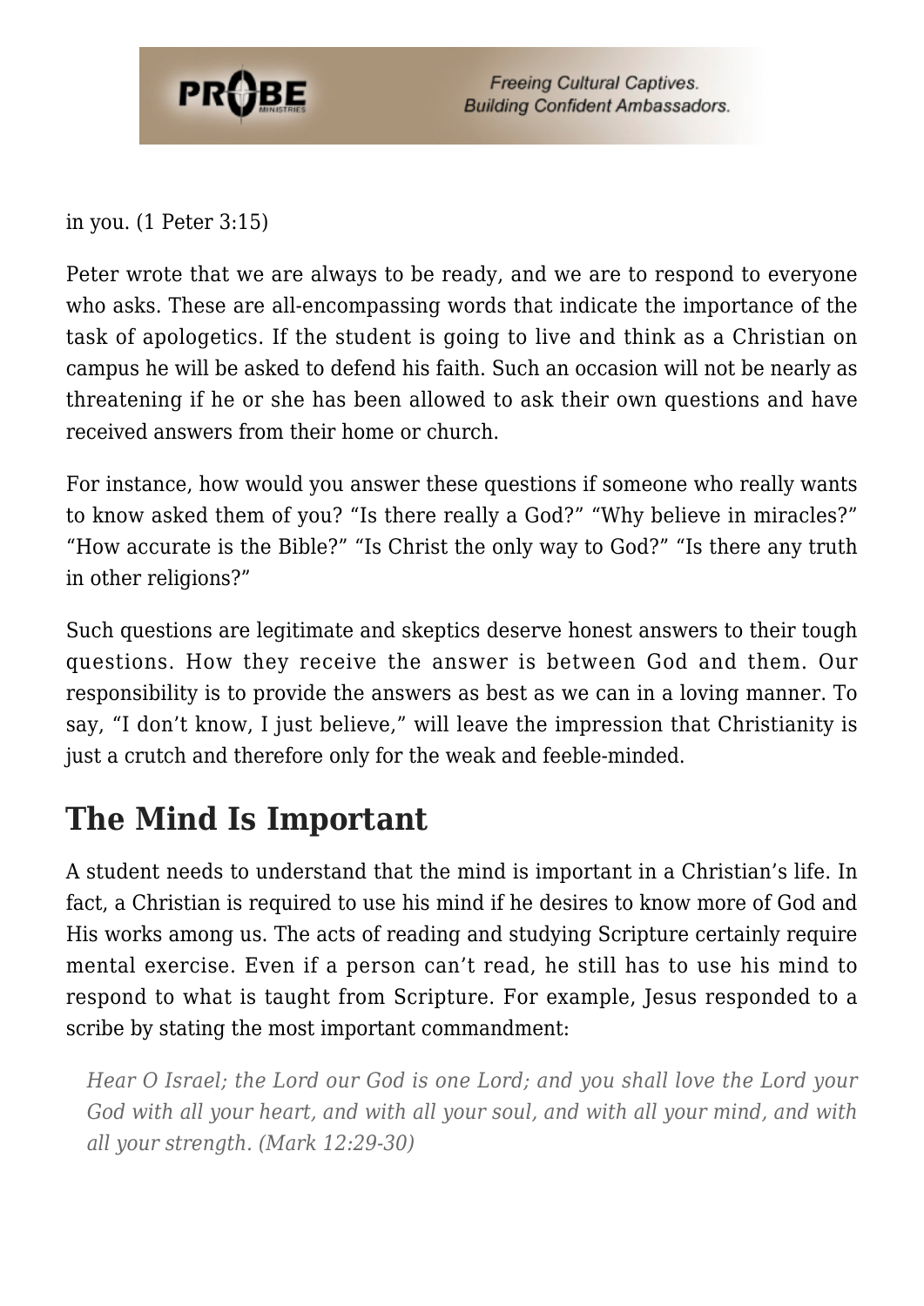in you. (1 Peter 3:15)

Peter wrote that we are always to be ready, and we are to respond to everyone who asks. These are all-encompassing words that indicate the importance of the task of apologetics. If the student is going to live and think as a Christian on campus he will be asked to defend his faith. Such an occasion will not be nearly as threatening if he or she has been allowed to ask their own questions and have received answers from their home or church.

For instance, how would you answer these questions if someone who really wants to know asked them of you? "Is there really a God?" "Why believe in miracles?" "How accurate is the Bible?" "Is Christ the only way to God?" "Is there any truth in other religions?"

Such questions are legitimate and skeptics deserve honest answers to their tough questions. How they receive the answer is between God and them. Our responsibility is to provide the answers as best as we can in a loving manner. To say, "I don't know, I just believe," will leave the impression that Christianity is just a crutch and therefore only for the weak and feeble-minded.

## The Mind Is Important

A student needs to understand that the mind is important in a Christian's life. In fact, a Christian is required to use his mind if he desires to know more of God and His works among us. The acts of reading and studying Scripture certainly require mental exercise. Even if a person can't read, he still has to use his mind to respond to what is taught from Scripture. For example, Jesus responded to a scribe by stating the most important commandment:

> *Hear O Israel; the Lord our God is one Lord; and you shall love the Lord your God with all your heart, and with all your soul, and with all your mind, and with all your strength. (Mark 12:29-30)*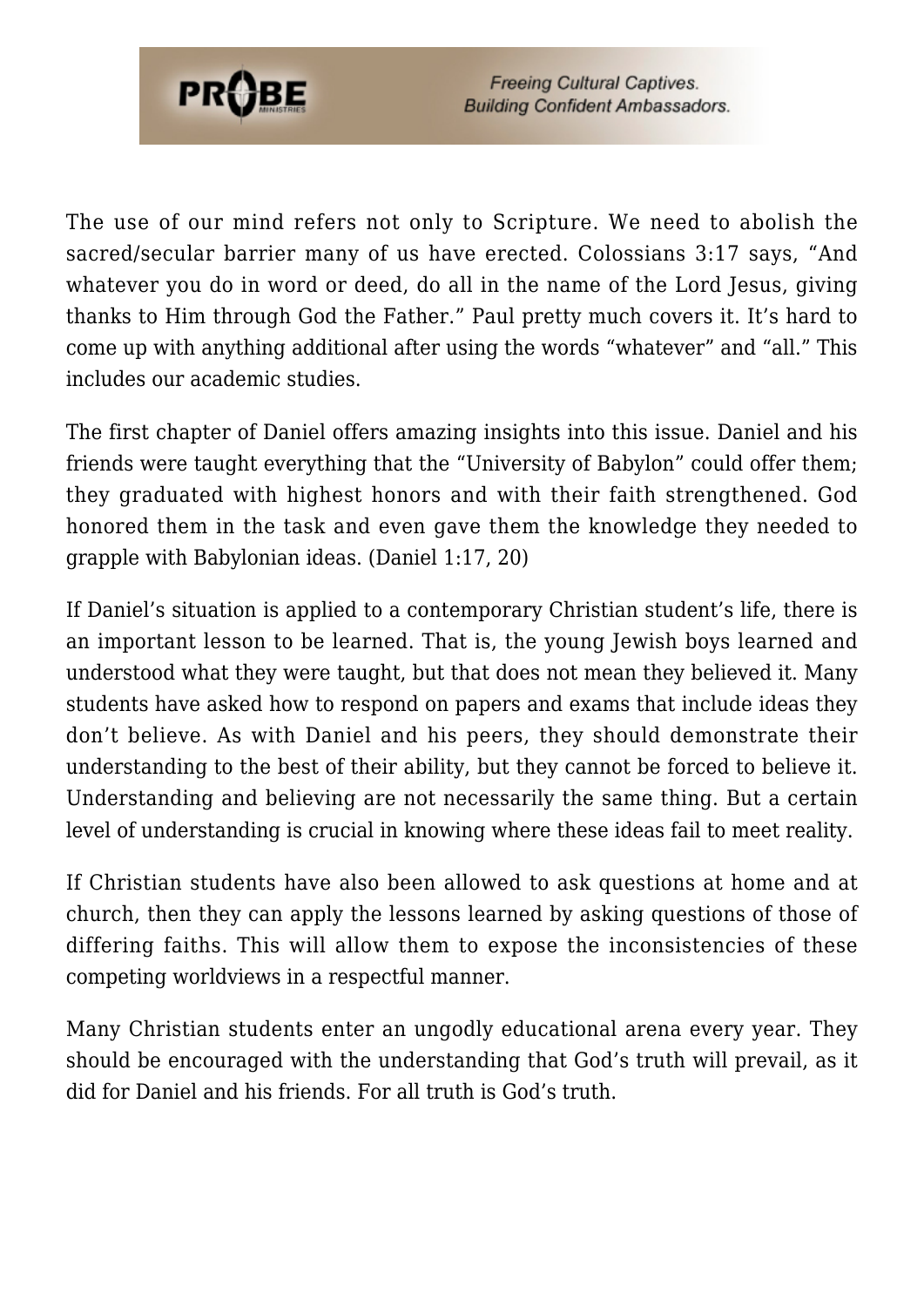The use of our mind refers not only to Scripture. We need to abolish the sacred/secular barrier many of us have erected. Colossians 3:17 says, "And whatever you do in word or deed, do all in the name of the Lord Jesus, giving thanks to Him through God the Father." Paul pretty much covers it. It's hard to come up with anything additional after using the words "whatever" and "all." This includes our academic studies.

The first chapter of Daniel offers amazing insights into this issue. Daniel and his friends were taught everything that the "University of Babylon" could offer them; they graduated with highest honors and with their faith strengthened. God honored them in the task and even gave them the knowledge they needed to grapple with Babylonian ideas. (Daniel 1:17, 20)

If Daniel's situation is applied to a contemporary Christian student's life, there is an important lesson to be learned. That is, the young Jewish boys learned and understood what they were taught, but that does not mean they believed it. Many students have asked how to respond on papers and exams that include ideas they don't believe. As with Daniel and his peers, they should demonstrate their understanding to the best of their ability, but they cannot be forced to believe it. Understanding and believing are not necessarily the same thing. But a certain level of understanding is crucial in knowing where these ideas fail to meet reality.

If Christian students have also been allowed to ask questions at home and at church, then they can apply the lessons learned by asking questions of those of differing faiths. This will allow them to expose the inconsistencies of these competing worldviews in a respectful manner.

Many Christian students enter an ungodly educational arena every year. They should be encouraged with the understanding that God's truth will prevail, as it did for Daniel and his friends. For all truth is God's truth.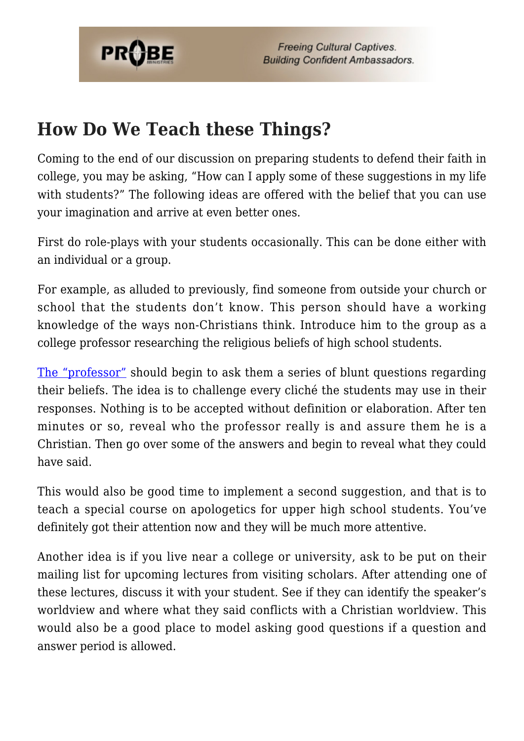## How Do We Teach these Things?

Coming to the end of our discussion on preparing students to defend their faith in college, you may be asking, "How can I apply some of these suggestions in my life with students?" The following ideas are offered with the belief that you can use your imagination and arrive at even better ones.

First do role-plays with your students occasionally. This can be done either with an individual or a group.

For example, as alluded to previously, find someone from outside your church or school that the students don't know. This person should have a working knowledge of the ways non-Christians think. Introduce him to the group as a college professor researching the religious beliefs of high school students.

The "professor" should begin to ask them a series of blunt questions regarding their beliefs. The idea is to challenge every cliché the students may use in their responses. Nothing is to be accepted without definition or elaboration. After ten minutes or so, reveal who the professor really is and assure them he is a Christian. Then go over some of the answers and begin to reveal what they could have said.

This would also be good time to implement a second suggestion, and that is to teach a special course on apologetics for upper high school students. You've definitely got their attention now and they will be much more attentive.

Another idea is if you live near a college or university, ask to be put on their mailing list for upcoming lectures from visiting scholars. After attending one of these lectures, discuss it with your student. See if they can identify the speaker's worldview and where what they said conflicts with a Christian worldview. This would also be a good place to model asking good questions if a question and answer period is allowed.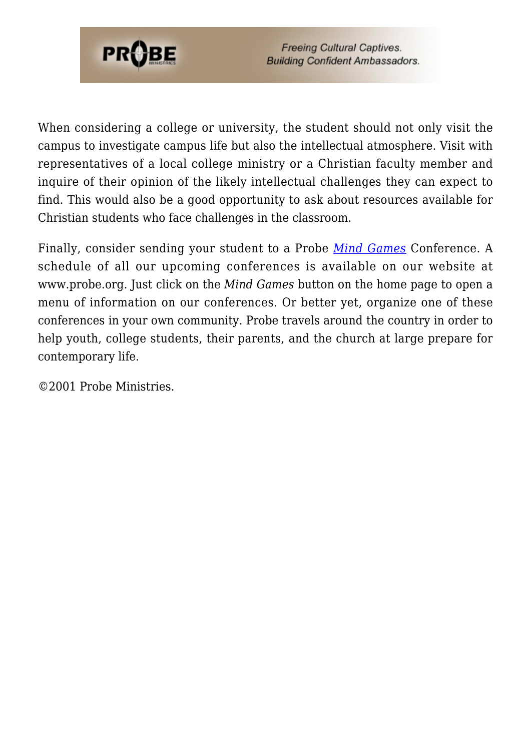When considering a college or university, the student should not only visit the campus to investigate campus life but also the intellectual atmosphere. Visit with representatives of a local college ministry or a Christian faculty member and inquire of their opinion of the likely intellectual challenges they can expect to find. This would also be a good opportunity to ask about resources available for Christian students who face challenges in the classroom.

Finally, consider sending your student to a Probe *Mind Games* Conference. A schedule of all our upcoming conferences is available on our website at www.probe.org. Just click on the *Mind Games* button on the home page to open a menu of information on our conferences. Or better yet, organize one of these conferences in your own community. Probe travels around the country in order to help youth, college students, their parents, and the church at large prepare for contemporary life.

©2001 Probe Ministries.